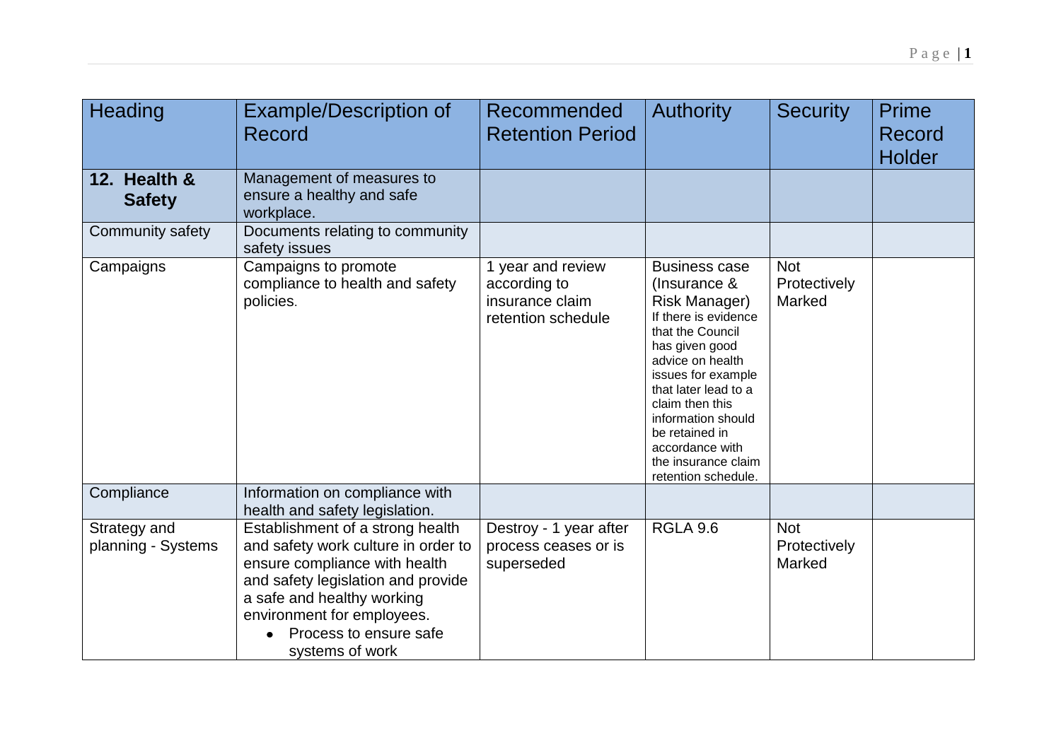| Heading | Example/Description of Record | Recommended Retention Period | Authority | Security | Prime Record Holder |
|---|---|---|---|---|---|
| **12. Health & Safety** | Management of measures to ensure a healthy and safe workplace. | | | | |
| Community safety | Documents relating to community safety issues | | | | |
| Campaigns | Campaigns to promote compliance to health and safety policies. | 1 year and review according to insurance claim retention schedule | Business case (Insurance & Risk Manager) If there is evidence that the Council has given good advice on health issues for example that later lead to a claim then this information should be retained in accordance with the insurance claim retention schedule. | Not Protectively Marked | |
| Compliance | Information on compliance with health and safety legislation. | | | | |
| Strategy and planning - Systems | Establishment of a strong health and safety work culture in order to ensure compliance with health and safety legislation and provide a safe and healthy working environment for employees. <br>• Process to ensure safe systems of work | Destroy - 1 year after process ceases or is superseded | RGLA 9.6 | Not Protectively Marked | |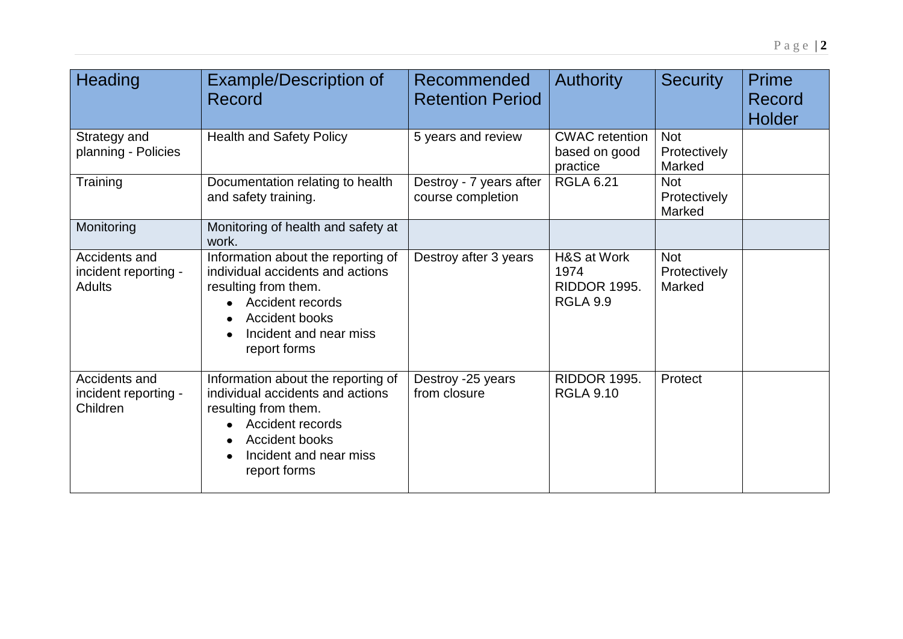| Heading | Example/Description of Record | Recommended Retention Period | Authority | Security | Prime Record Holder |
|---|---|---|---|---|---|
| Strategy and planning - Policies | Health and Safety Policy | 5 years and review | CWAC retention based on good practice | Not Protectively Marked | |
| Training | Documentation relating to health and safety training. | Destroy - 7 years after course completion | RGLA 6.21 | Not Protectively Marked | |
| Monitoring | Monitoring of health and safety at work. | | | | |
| Accidents and incident reporting - Adults | Information about the reporting of individual accidents and actions resulting from them. <br>• Accident records <br>• Accident books <br>• Incident and near miss report forms | Destroy after 3 years | H&S at Work 1974 RIDDOR 1995. RGLA 9.9 | Not Protectively Marked | |
| Accidents and incident reporting - Children | Information about the reporting of individual accidents and actions resulting from them. <br>• Accident records <br>• Accident books <br>• Incident and near miss report forms | Destroy -25 years from closure | RIDDOR 1995. RGLA 9.10 | Protect | |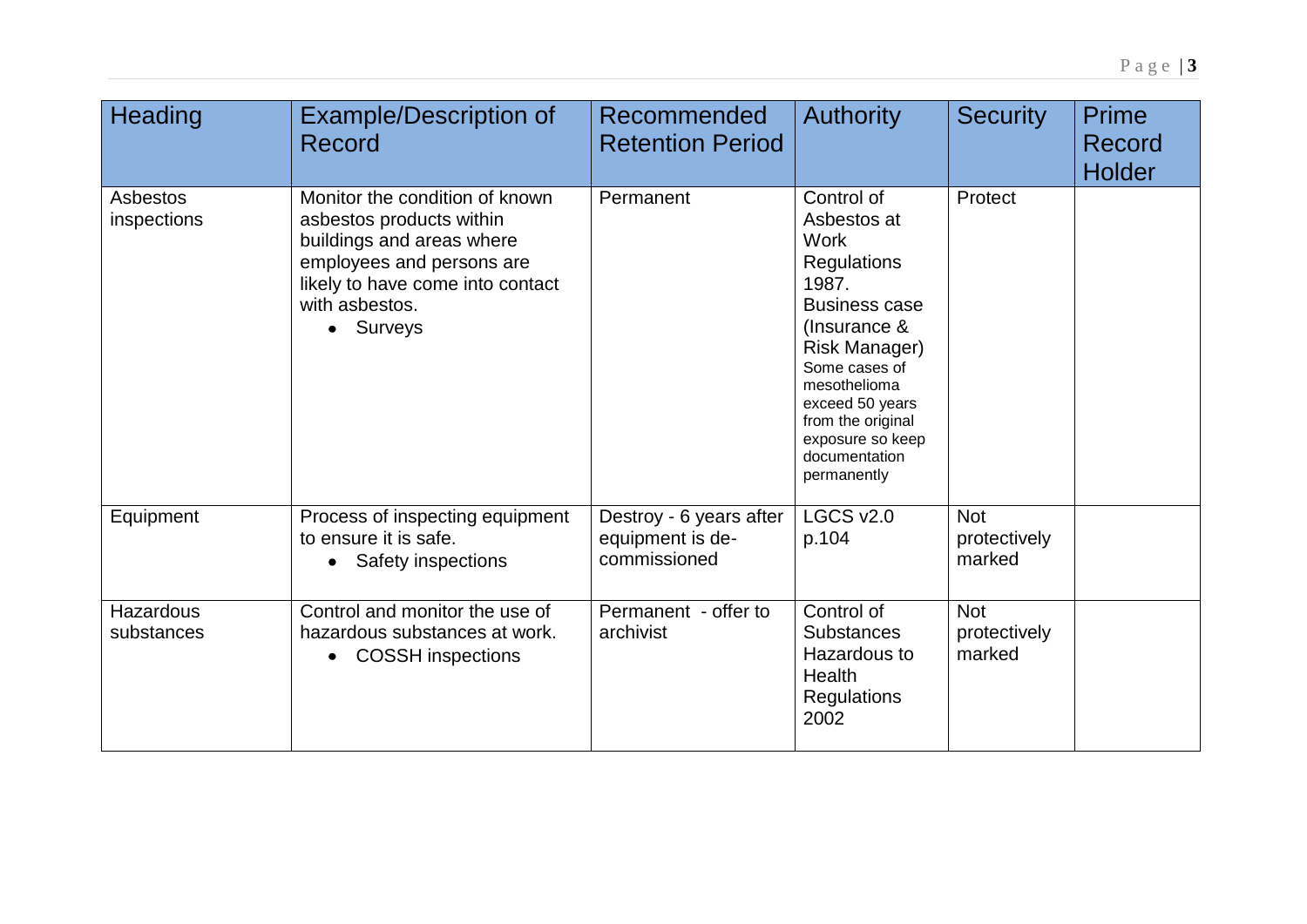| Heading | Example/Description of Record | Recommended Retention Period | Authority | Security | Prime Record Holder |
|---|---|---|---|---|---|
| Asbestos inspections | Monitor the condition of known asbestos products within buildings and areas where employees and persons are likely to have come into contact with asbestos.<br>• Surveys | Permanent | Control of Asbestos at Work Regulations 1987.<br>Business case (Insurance & Risk Manager)<br>Some cases of mesothelioma exceed 50 years from the original exposure so keep documentation permanently | Protect | |
| Equipment | Process of inspecting equipment to ensure it is safe.<br>• Safety inspections | Destroy - 6 years after equipment is de-commissioned | LGCS v2.0 p.104 | Not protectively marked | |
| Hazardous substances | Control and monitor the use of hazardous substances at work.<br>• COSSH inspections | Permanent - offer to archivist | Control of Substances Hazardous to Health Regulations 2002 | Not protectively marked | |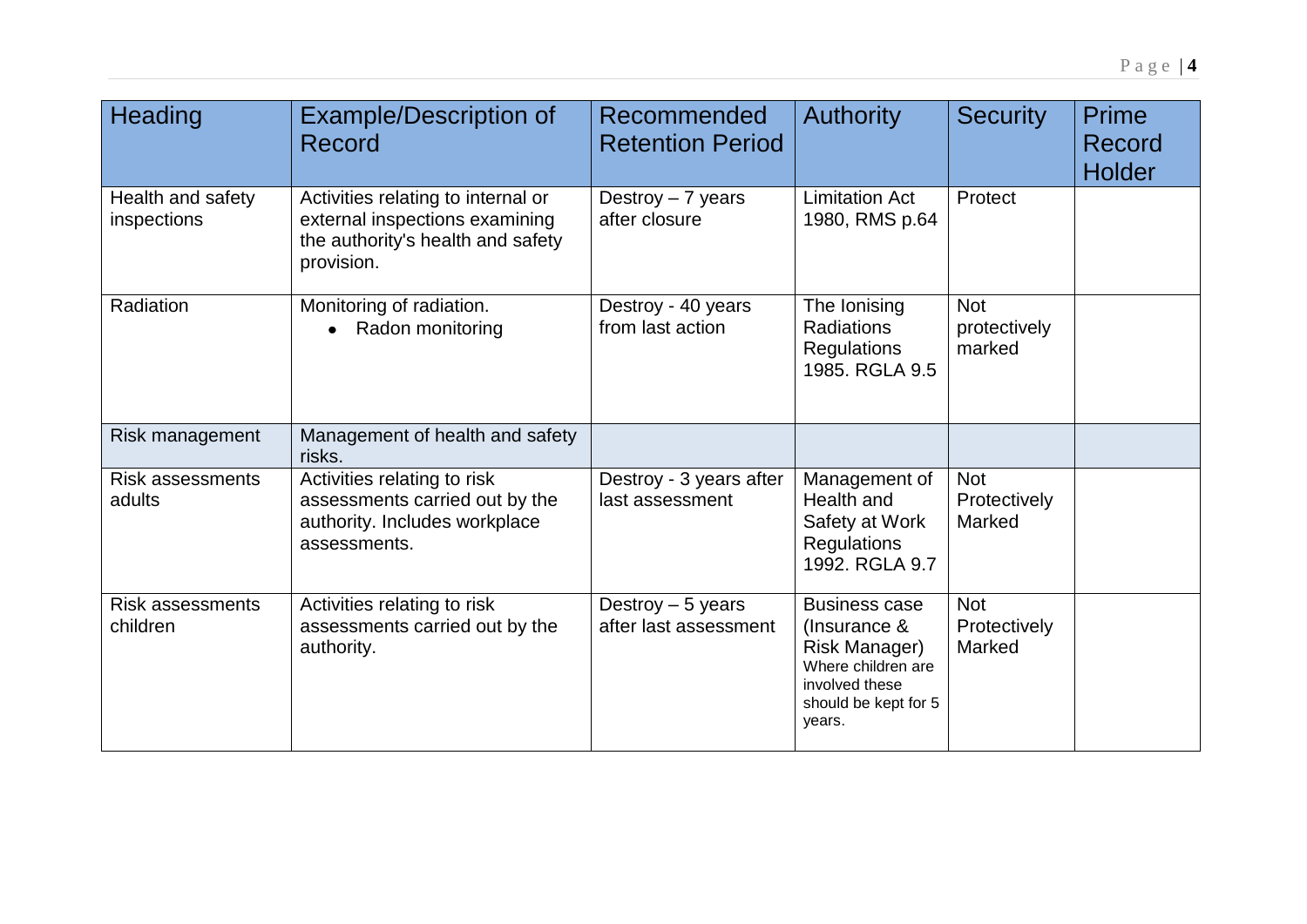| Heading | Example/Description of Record | Recommended Retention Period | Authority | Security | Prime Record Holder |
|---|---|---|---|---|---|
| Health and safety inspections | Activities relating to internal or external inspections examining the authority's health and safety provision. | Destroy – 7 years after closure | Limitation Act 1980, RMS p.64 | Protect | |
| Radiation | Monitoring of radiation.<br>• Radon monitoring | Destroy - 40 years from last action | The Ionising Radiations Regulations 1985. RGLA 9.5 | Not protectively marked | |
| Risk management | Management of health and safety risks. | | | | |
| Risk assessments adults | Activities relating to risk assessments carried out by the authority. Includes workplace assessments. | Destroy - 3 years after last assessment | Management of Health and Safety at Work Regulations 1992. RGLA 9.7 | Not Protectively Marked | |
| Risk assessments children | Activities relating to risk assessments carried out by the authority. | Destroy – 5 years after last assessment | Business case (Insurance & Risk Manager) Where children are involved these should be kept for 5 years. | Not Protectively Marked | |